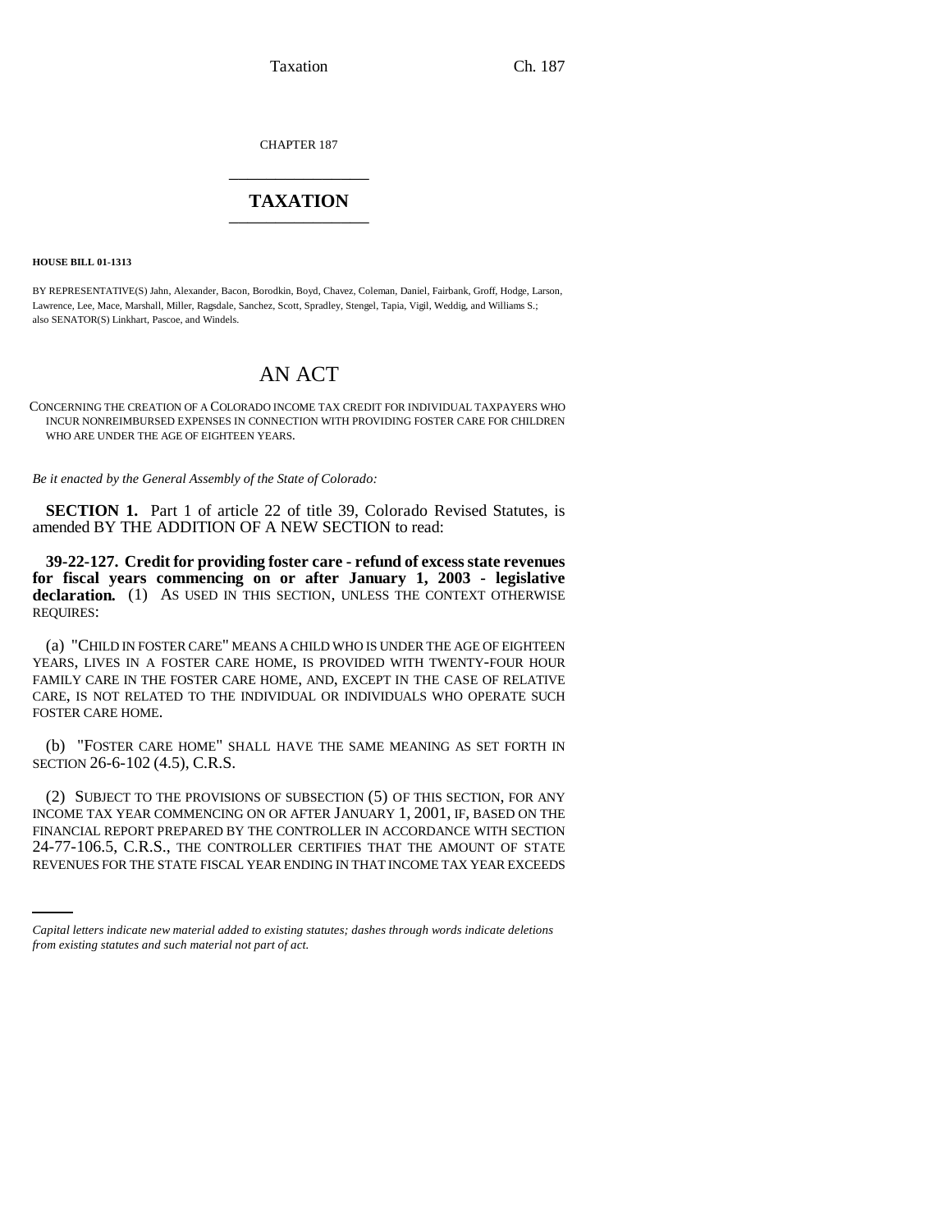CHAPTER 187

# TAXATION

**HOUSE BILL 01-1313**

BY REPRESENTATIVE(S) Jahn, Alexander, Bacon, Borodkin, Boyd, Chavez, Coleman, Daniel, Fairbank, Groff, Hodge, Larson, Lawrence, Lee, Mace, Marshall, Miller, Ragsdale, Sanchez, Scott, Spradley, Stengel, Tapia, Vigil, Weddig, and Williams S.; also SENATOR(S) Linkhart, Pascoe, and Windels.

## AN ACT

CONCERNING THE CREATION OF A COLORADO INCOME TAX CREDIT FOR INDIVIDUAL TAXPAYERS WHO INCUR NONREIMBURSED EXPENSES IN CONNECTION WITH PROVIDING FOSTER CARE FOR CHILDREN WHO ARE UNDER THE AGE OF EIGHTEEN YEARS.

*Be it enacted by the General Assembly of the State of Colorado:*

**SECTION 1.** Part 1 of article 22 of title 39, Colorado Revised Statutes, is amended BY THE ADDITION OF A NEW SECTION to read:

**39-22-127. Credit for providing foster care - refund of excess state revenues for fiscal years commencing on or after January 1, 2003 - legislative declaration.** (1) AS USED IN THIS SECTION, UNLESS THE CONTEXT OTHERWISE REQUIRES:

(a) "CHILD IN FOSTER CARE" MEANS A CHILD WHO IS UNDER THE AGE OF EIGHTEEN YEARS, LIVES IN A FOSTER CARE HOME, IS PROVIDED WITH TWENTY-FOUR HOUR FAMILY CARE IN THE FOSTER CARE HOME, AND, EXCEPT IN THE CASE OF RELATIVE CARE, IS NOT RELATED TO THE INDIVIDUAL OR INDIVIDUALS WHO OPERATE SUCH FOSTER CARE HOME.

(b) "FOSTER CARE HOME" SHALL HAVE THE SAME MEANING AS SET FORTH IN SECTION 26-6-102 (4.5), C.R.S.

(2) SUBJECT TO THE PROVISIONS OF SUBSECTION (5) OF THIS SECTION, FOR ANY INCOME TAX YEAR COMMENCING ON OR AFTER JANUARY 1, 2001, IF, BASED ON THE FINANCIAL REPORT PREPARED BY THE CONTROLLER IN ACCORDANCE WITH SECTION 24-77-106.5, C.R.S., THE CONTROLLER CERTIFIES THAT THE AMOUNT OF STATE REVENUES FOR THE STATE FISCAL YEAR ENDING IN THAT INCOME TAX YEAR EXCEEDS

*Capital letters indicate new material added to existing statutes; dashes through words indicate deletions from existing statutes and such material not part of act.*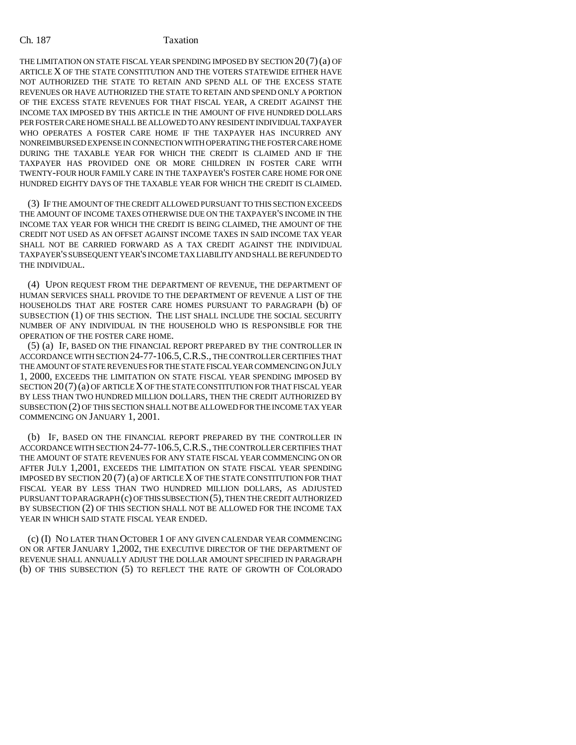THE LIMITATION ON STATE FISCAL YEAR SPENDING IMPOSED BY SECTION 20 (7) (a) OF ARTICLE X OF THE STATE CONSTITUTION AND THE VOTERS STATEWIDE EITHER HAVE NOT AUTHORIZED THE STATE TO RETAIN AND SPEND ALL OF THE EXCESS STATE REVENUES OR HAVE AUTHORIZED THE STATE TO RETAIN AND SPEND ONLY A PORTION OF THE EXCESS STATE REVENUES FOR THAT FISCAL YEAR, A CREDIT AGAINST THE INCOME TAX IMPOSED BY THIS ARTICLE IN THE AMOUNT OF FIVE HUNDRED DOLLARS PER FOSTER CARE HOME SHALL BE ALLOWED TO ANY RESIDENT INDIVIDUAL TAXPAYER WHO OPERATES A FOSTER CARE HOME IF THE TAXPAYER HAS INCURRED ANY NONREIMBURSED EXPENSE IN CONNECTION WITH OPERATING THE FOSTER CARE HOME DURING THE TAXABLE YEAR FOR WHICH THE CREDIT IS CLAIMED AND IF THE TAXPAYER HAS PROVIDED ONE OR MORE CHILDREN IN FOSTER CARE WITH TWENTY-FOUR HOUR FAMILY CARE IN THE TAXPAYER'S FOSTER CARE HOME FOR ONE HUNDRED EIGHTY DAYS OF THE TAXABLE YEAR FOR WHICH THE CREDIT IS CLAIMED.

(3) IF THE AMOUNT OF THE CREDIT ALLOWED PURSUANT TO THIS SECTION EXCEEDS THE AMOUNT OF INCOME TAXES OTHERWISE DUE ON THE TAXPAYER'S INCOME IN THE INCOME TAX YEAR FOR WHICH THE CREDIT IS BEING CLAIMED, THE AMOUNT OF THE CREDIT NOT USED AS AN OFFSET AGAINST INCOME TAXES IN SAID INCOME TAX YEAR SHALL NOT BE CARRIED FORWARD AS A TAX CREDIT AGAINST THE INDIVIDUAL TAXPAYER'S SUBSEQUENT YEAR'S INCOME TAX LIABILITY AND SHALL BE REFUNDED TO THE INDIVIDUAL.

(4) UPON REQUEST FROM THE DEPARTMENT OF REVENUE, THE DEPARTMENT OF HUMAN SERVICES SHALL PROVIDE TO THE DEPARTMENT OF REVENUE A LIST OF THE HOUSEHOLDS THAT ARE FOSTER CARE HOMES PURSUANT TO PARAGRAPH (b) OF SUBSECTION (1) OF THIS SECTION. THE LIST SHALL INCLUDE THE SOCIAL SECURITY NUMBER OF ANY INDIVIDUAL IN THE HOUSEHOLD WHO IS RESPONSIBLE FOR THE OPERATION OF THE FOSTER CARE HOME.

(5) (a) IF, BASED ON THE FINANCIAL REPORT PREPARED BY THE CONTROLLER IN ACCORDANCE WITH SECTION 24-77-106.5, C.R.S., THE CONTROLLER CERTIFIES THAT THE AMOUNT OF STATE REVENUES FOR THE STATE FISCAL YEAR COMMENCING ON JULY 1, 2000, EXCEEDS THE LIMITATION ON STATE FISCAL YEAR SPENDING IMPOSED BY SECTION 20 (7) (a) OF ARTICLE X OF THE STATE CONSTITUTION FOR THAT FISCAL YEAR BY LESS THAN TWO HUNDRED MILLION DOLLARS, THEN THE CREDIT AUTHORIZED BY SUBSECTION (2) OF THIS SECTION SHALL NOT BE ALLOWED FOR THE INCOME TAX YEAR COMMENCING ON JANUARY 1, 2001.

(b) IF, BASED ON THE FINANCIAL REPORT PREPARED BY THE CONTROLLER IN ACCORDANCE WITH SECTION 24-77-106.5, C.R.S., THE CONTROLLER CERTIFIES THAT THE AMOUNT OF STATE REVENUES FOR ANY STATE FISCAL YEAR COMMENCING ON OR AFTER JULY 1,2001, EXCEEDS THE LIMITATION ON STATE FISCAL YEAR SPENDING IMPOSED BY SECTION 20 (7) (a) OF ARTICLE X OF THE STATE CONSTITUTION FOR THAT FISCAL YEAR BY LESS THAN TWO HUNDRED MILLION DOLLARS, AS ADJUSTED PURSUANT TO PARAGRAPH (c) OF THIS SUBSECTION (5), THEN THE CREDIT AUTHORIZED BY SUBSECTION (2) OF THIS SECTION SHALL NOT BE ALLOWED FOR THE INCOME TAX YEAR IN WHICH SAID STATE FISCAL YEAR ENDED.

(c) (I) NO LATER THAN OCTOBER 1 OF ANY GIVEN CALENDAR YEAR COMMENCING ON OR AFTER JANUARY 1,2002, THE EXECUTIVE DIRECTOR OF THE DEPARTMENT OF REVENUE SHALL ANNUALLY ADJUST THE DOLLAR AMOUNT SPECIFIED IN PARAGRAPH (b) OF THIS SUBSECTION (5) TO REFLECT THE RATE OF GROWTH OF COLORADO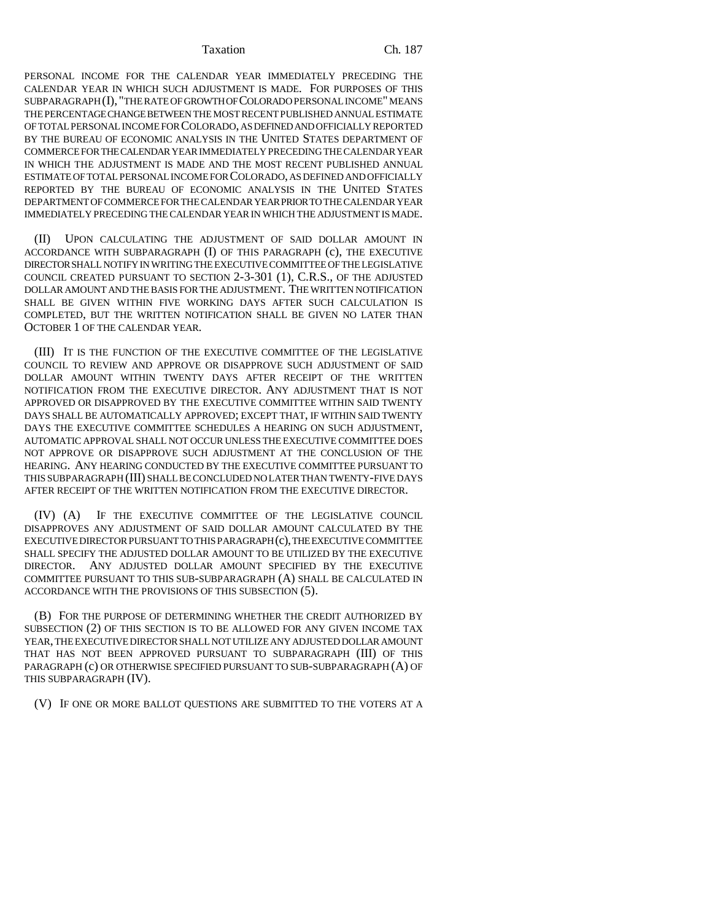PERSONAL INCOME FOR THE CALENDAR YEAR IMMEDIATELY PRECEDING THE CALENDAR YEAR IN WHICH SUCH ADJUSTMENT IS MADE. FOR PURPOSES OF THIS SUBPARAGRAPH (I), "THE RATE OF GROWTH OF COLORADO PERSONAL INCOME" MEANS THE PERCENTAGE CHANGE BETWEEN THE MOST RECENT PUBLISHED ANNUAL ESTIMATE OF TOTAL PERSONAL INCOME FOR COLORADO, AS DEFINED AND OFFICIALLY REPORTED BY THE BUREAU OF ECONOMIC ANALYSIS IN THE UNITED STATES DEPARTMENT OF COMMERCE FOR THE CALENDAR YEAR IMMEDIATELY PRECEDING THE CALENDAR YEAR IN WHICH THE ADJUSTMENT IS MADE AND THE MOST RECENT PUBLISHED ANNUAL ESTIMATE OF TOTAL PERSONAL INCOME FOR COLORADO, AS DEFINED AND OFFICIALLY REPORTED BY THE BUREAU OF ECONOMIC ANALYSIS IN THE UNITED STATES DEPARTMENT OF COMMERCE FOR THE CALENDAR YEAR PRIOR TO THE CALENDAR YEAR IMMEDIATELY PRECEDING THE CALENDAR YEAR IN WHICH THE ADJUSTMENT IS MADE.

(II) UPON CALCULATING THE ADJUSTMENT OF SAID DOLLAR AMOUNT IN ACCORDANCE WITH SUBPARAGRAPH (I) OF THIS PARAGRAPH (c), THE EXECUTIVE DIRECTOR SHALL NOTIFY IN WRITING THE EXECUTIVE COMMITTEE OF THE LEGISLATIVE COUNCIL CREATED PURSUANT TO SECTION 2-3-301 (1), C.R.S., OF THE ADJUSTED DOLLAR AMOUNT AND THE BASIS FOR THE ADJUSTMENT. THE WRITTEN NOTIFICATION SHALL BE GIVEN WITHIN FIVE WORKING DAYS AFTER SUCH CALCULATION IS COMPLETED, BUT THE WRITTEN NOTIFICATION SHALL BE GIVEN NO LATER THAN OCTOBER 1 OF THE CALENDAR YEAR.

(III) IT IS THE FUNCTION OF THE EXECUTIVE COMMITTEE OF THE LEGISLATIVE COUNCIL TO REVIEW AND APPROVE OR DISAPPROVE SUCH ADJUSTMENT OF SAID DOLLAR AMOUNT WITHIN TWENTY DAYS AFTER RECEIPT OF THE WRITTEN NOTIFICATION FROM THE EXECUTIVE DIRECTOR. ANY ADJUSTMENT THAT IS NOT APPROVED OR DISAPPROVED BY THE EXECUTIVE COMMITTEE WITHIN SAID TWENTY DAYS SHALL BE AUTOMATICALLY APPROVED; EXCEPT THAT, IF WITHIN SAID TWENTY DAYS THE EXECUTIVE COMMITTEE SCHEDULES A HEARING ON SUCH ADJUSTMENT, AUTOMATIC APPROVAL SHALL NOT OCCUR UNLESS THE EXECUTIVE COMMITTEE DOES NOT APPROVE OR DISAPPROVE SUCH ADJUSTMENT AT THE CONCLUSION OF THE HEARING. ANY HEARING CONDUCTED BY THE EXECUTIVE COMMITTEE PURSUANT TO THIS SUBPARAGRAPH (III) SHALL BE CONCLUDED NO LATER THAN TWENTY-FIVE DAYS AFTER RECEIPT OF THE WRITTEN NOTIFICATION FROM THE EXECUTIVE DIRECTOR.

(IV) (A) IF THE EXECUTIVE COMMITTEE OF THE LEGISLATIVE COUNCIL DISAPPROVES ANY ADJUSTMENT OF SAID DOLLAR AMOUNT CALCULATED BY THE EXECUTIVE DIRECTOR PURSUANT TO THIS PARAGRAPH (c), THE EXECUTIVE COMMITTEE SHALL SPECIFY THE ADJUSTED DOLLAR AMOUNT TO BE UTILIZED BY THE EXECUTIVE DIRECTOR. ANY ADJUSTED DOLLAR AMOUNT SPECIFIED BY THE EXECUTIVE COMMITTEE PURSUANT TO THIS SUB-SUBPARAGRAPH (A) SHALL BE CALCULATED IN ACCORDANCE WITH THE PROVISIONS OF THIS SUBSECTION (5).

(B) FOR THE PURPOSE OF DETERMINING WHETHER THE CREDIT AUTHORIZED BY SUBSECTION (2) OF THIS SECTION IS TO BE ALLOWED FOR ANY GIVEN INCOME TAX YEAR, THE EXECUTIVE DIRECTOR SHALL NOT UTILIZE ANY ADJUSTED DOLLAR AMOUNT THAT HAS NOT BEEN APPROVED PURSUANT TO SUBPARAGRAPH (III) OF THIS PARAGRAPH (c) OR OTHERWISE SPECIFIED PURSUANT TO SUB-SUBPARAGRAPH (A) OF THIS SUBPARAGRAPH (IV).

(V) IF ONE OR MORE BALLOT QUESTIONS ARE SUBMITTED TO THE VOTERS AT A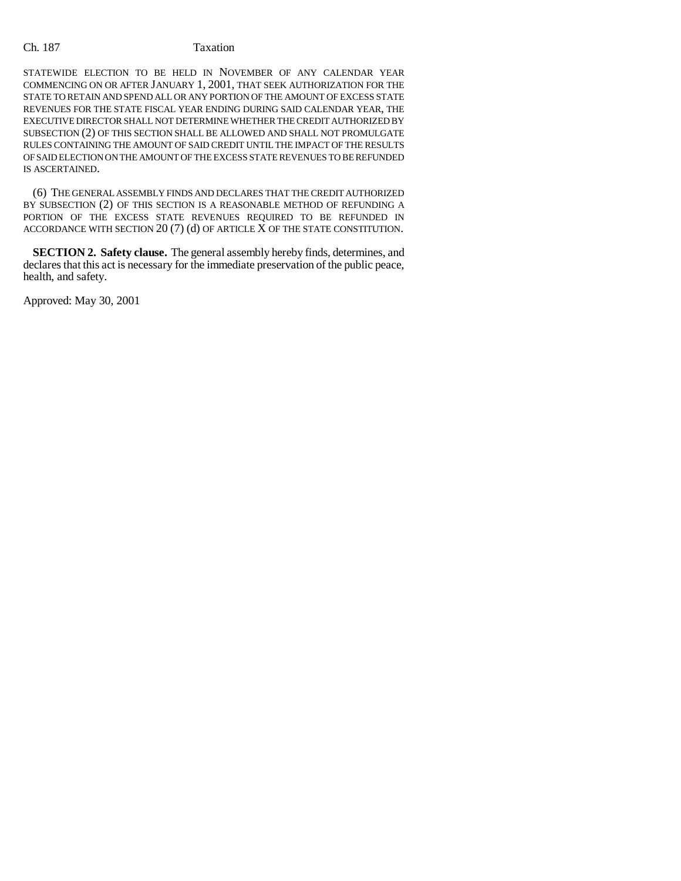STATEWIDE ELECTION TO BE HELD IN NOVEMBER OF ANY CALENDAR YEAR COMMENCING ON OR AFTER JANUARY 1, 2001, THAT SEEK AUTHORIZATION FOR THE STATE TO RETAIN AND SPEND ALL OR ANY PORTION OF THE AMOUNT OF EXCESS STATE REVENUES FOR THE STATE FISCAL YEAR ENDING DURING SAID CALENDAR YEAR, THE EXECUTIVE DIRECTOR SHALL NOT DETERMINE WHETHER THE CREDIT AUTHORIZED BY SUBSECTION (2) OF THIS SECTION SHALL BE ALLOWED AND SHALL NOT PROMULGATE RULES CONTAINING THE AMOUNT OF SAID CREDIT UNTIL THE IMPACT OF THE RESULTS OF SAID ELECTION ON THE AMOUNT OF THE EXCESS STATE REVENUES TO BE REFUNDED IS ASCERTAINED.

(6) THE GENERAL ASSEMBLY FINDS AND DECLARES THAT THE CREDIT AUTHORIZED BY SUBSECTION (2) OF THIS SECTION IS A REASONABLE METHOD OF REFUNDING A PORTION OF THE EXCESS STATE REVENUES REQUIRED TO BE REFUNDED IN ACCORDANCE WITH SECTION 20 (7) (d) OF ARTICLE X OF THE STATE CONSTITUTION.

**SECTION 2. Safety clause.** The general assembly hereby finds, determines, and declares that this act is necessary for the immediate preservation of the public peace, health, and safety.

Approved: May 30, 2001